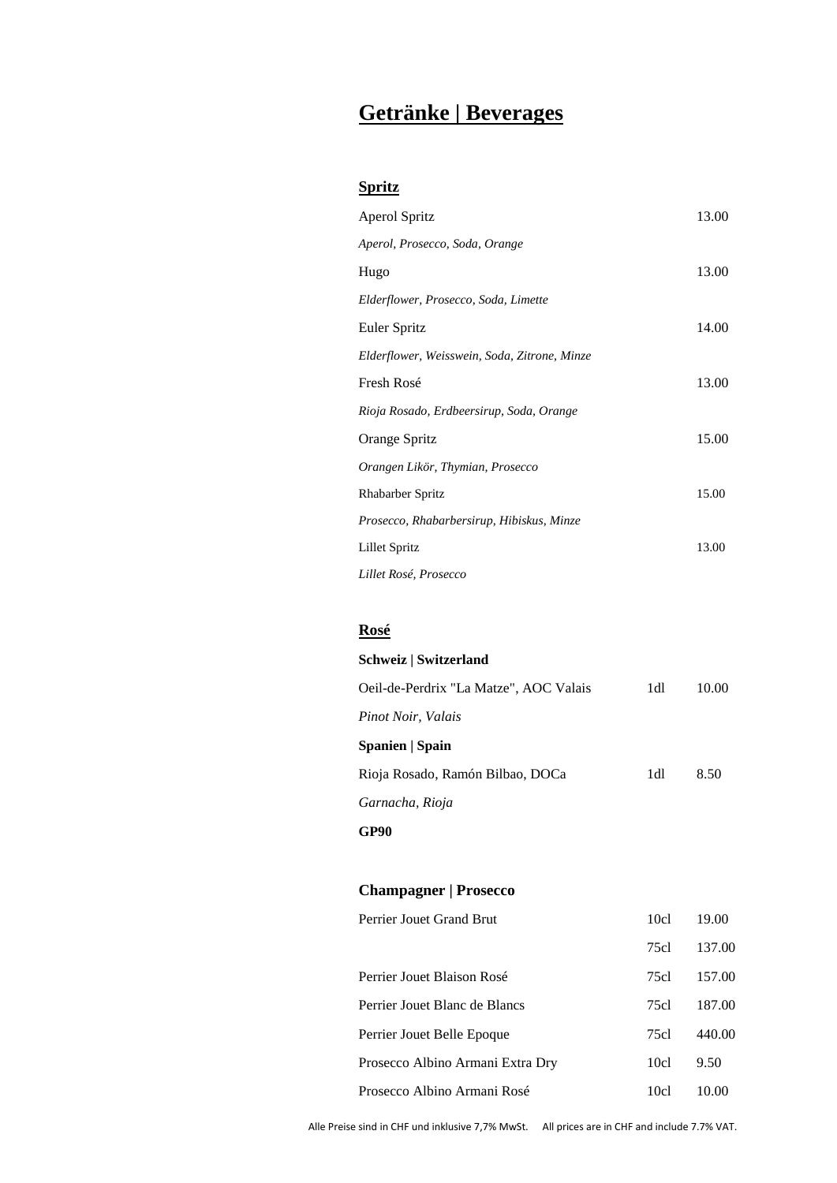# Getränke | Beverages

## Spritz

| | |
|---|---|
| Aperol Spritz | 13.00 |
| *Aperol, Prosecco, Soda, Orange* | |
| Hugo | 13.00 |
| *Elderflower, Prosecco, Soda, Limette* | |
| Euler Spritz | 14.00 |
| *Elderflower, Weisswein, Soda, Zitrone, Minze* | |
| Fresh Rosé | 13.00 |
| *Rioja Rosado, Erdbeersirup, Soda, Orange* | |
| Orange Spritz | 15.00 |
| *Orangen Likör, Thymian, Prosecco* | |
| Rhabarber Spritz | 15.00 |
| *Prosecco, Rhabarbersirup, Hibiskus, Minze* | |
| Lillet Spritz | 13.00 |
| *Lillet Rosé, Prosecco* | |

## Rosé

**Schweiz | Switzerland**

| | | |
|---|---|---|
| Oeil-de-Perdrix "La Matze", AOC Valais | 1dl | 10.00 |
| *Pinot Noir, Valais* | | |

**Spanien | Spain**

| | | |
|---|---|---|
| Rioja Rosado, Ramón Bilbao, DOCa | 1dl | 8.50 |
| *Garnacha, Rioja* | | |

**GP90**

## Champagner | Prosecco

| | | |
|---|---|---|
| Perrier Jouet Grand Brut | 10cl | 19.00 |
| | 75cl | 137.00 |
| Perrier Jouet Blaison Rosé | 75cl | 157.00 |
| Perrier Jouet Blanc de Blancs | 75cl | 187.00 |
| Perrier Jouet Belle Epoque | 75cl | 440.00 |
| Prosecco Albino Armani Extra Dry | 10cl | 9.50 |
| Prosecco Albino Armani Rosé | 10cl | 10.00 |

Alle Preise sind in CHF und inklusive 7,7% MwSt. All prices are in CHF and include 7.7% VAT.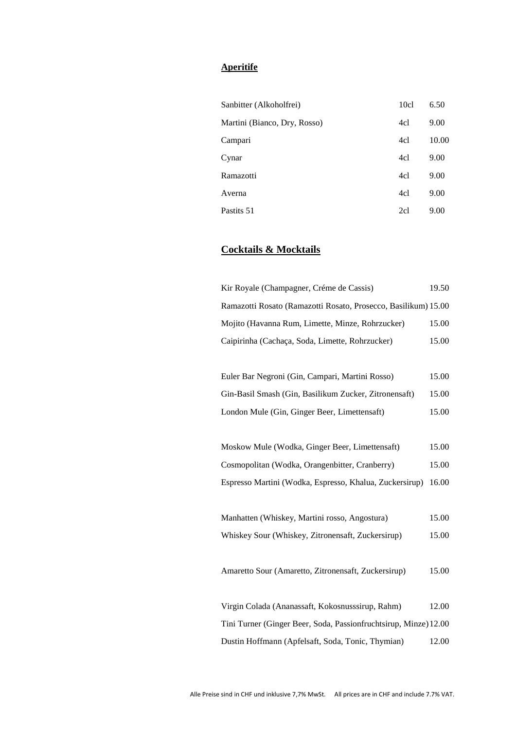## Aperitife

| | | |
|---|---|---|
| Sanbitter (Alkoholfrei) | 10cl | 6.50 |
| Martini (Bianco, Dry, Rosso) | 4cl | 9.00 |
| Campari | 4cl | 10.00 |
| Cynar | 4cl | 9.00 |
| Ramazotti | 4cl | 9.00 |
| Averna | 4cl | 9.00 |
| Pastits 51 | 2cl | 9.00 |

## Cocktails & Mocktails

| | |
|---|---|
| Kir Royale (Champagner, Créme de Cassis) | 19.50 |
| Ramazotti Rosato (Ramazotti Rosato, Prosecco, Basilikum) | 15.00 |
| Mojito (Havanna Rum, Limette, Minze, Rohrzucker) | 15.00 |
| Caipirinha (Cachaça, Soda, Limette, Rohrzucker) | 15.00 |
| | |
| Euler Bar Negroni (Gin, Campari, Martini Rosso) | 15.00 |
| Gin-Basil Smash (Gin, Basilikum Zucker, Zitronensaft) | 15.00 |
| London Mule (Gin, Ginger Beer, Limettensaft) | 15.00 |
| | |
| Moskow Mule (Wodka, Ginger Beer, Limettensaft) | 15.00 |
| Cosmopolitan (Wodka, Orangenbitter, Cranberry) | 15.00 |
| Espresso Martini (Wodka, Espresso, Khalua, Zuckersirup) | 16.00 |
| | |
| Manhatten (Whiskey, Martini rosso, Angostura) | 15.00 |
| Whiskey Sour (Whiskey, Zitronensaft, Zuckersirup) | 15.00 |
| | |
| Amaretto Sour (Amaretto, Zitronensaft, Zuckersirup) | 15.00 |
| | |
| Virgin Colada (Ananassaft, Kokosnusssirup, Rahm) | 12.00 |
| Tini Turner (Ginger Beer, Soda, Passionfruchtsirup, Minze) | 12.00 |
| Dustin Hoffmann (Apfelsaft, Soda, Tonic, Thymian) | 12.00 |

Alle Preise sind in CHF und inklusive 7,7% MwSt. All prices are in CHF and include 7.7% VAT.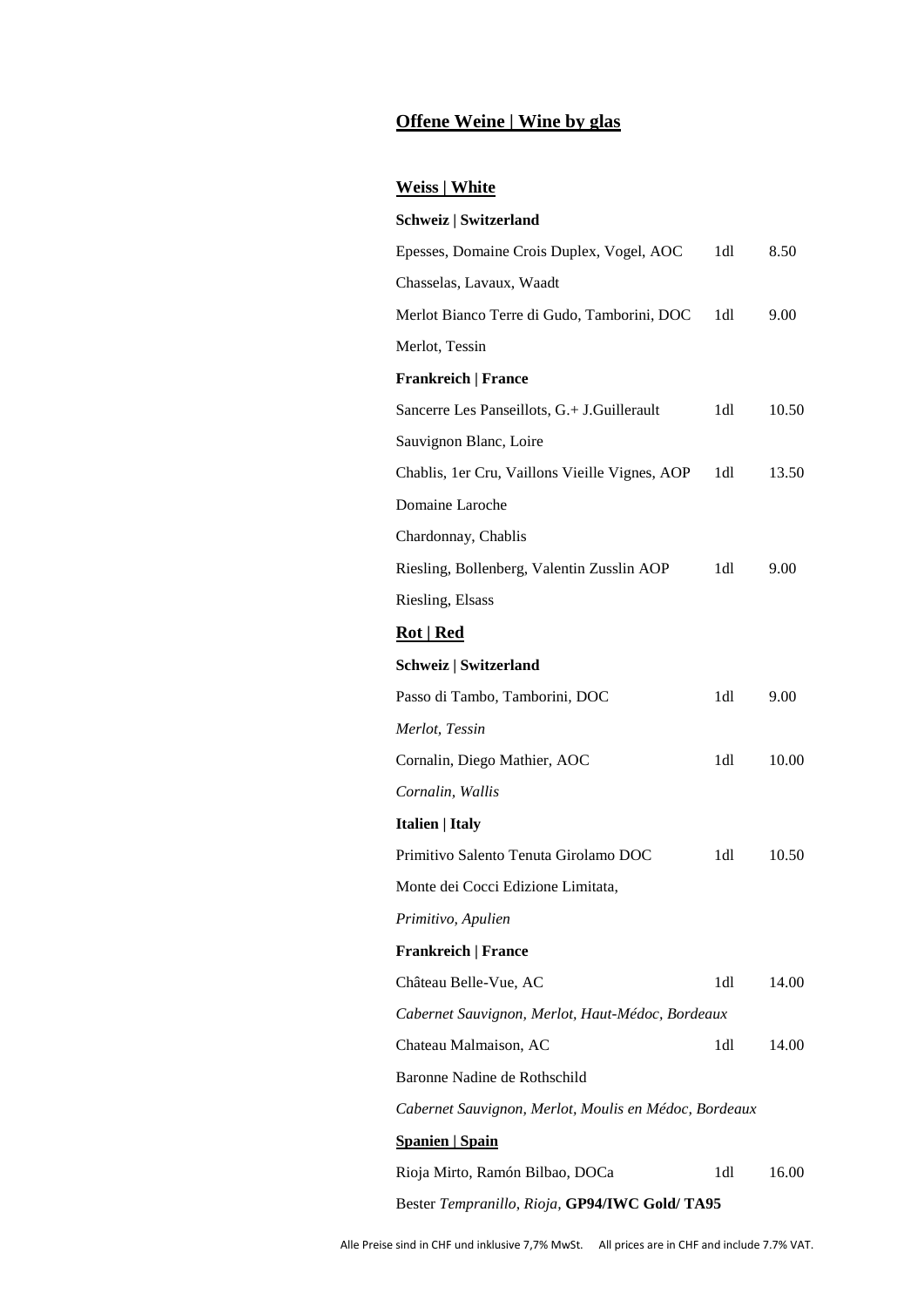# Offene Weine | Wine by glas

## Weiss | White

**Schweiz | Switzerland**

| | | |
|---|---|---|
| Epesses, Domaine Crois Duplex, Vogel, AOC | 1dl | 8.50 |
| Chasselas, Lavaux, Waadt | | |
| Merlot Bianco Terre di Gudo, Tamborini, DOC | 1dl | 9.00 |
| Merlot, Tessin | | |

**Frankreich | France**

| | | |
|---|---|---|
| Sancerre Les Panseillots, G.+ J.Guillerault | 1dl | 10.50 |
| Sauvignon Blanc, Loire | | |
| Chablis, 1er Cru, Vaillons Vieille Vignes, AOP | 1dl | 13.50 |
| Domaine Laroche | | |
| Chardonnay, Chablis | | |
| Riesling, Bollenberg, Valentin Zusslin AOP | 1dl | 9.00 |
| Riesling, Elsass | | |

## Rot | Red

**Schweiz | Switzerland**

| | | |
|---|---|---|
| Passo di Tambo, Tamborini, DOC | 1dl | 9.00 |
| *Merlot, Tessin* | | |
| Cornalin, Diego Mathier, AOC | 1dl | 10.00 |
| *Cornalin, Wallis* | | |

**Italien | Italy**

| | | |
|---|---|---|
| Primitivo Salento Tenuta Girolamo DOC | 1dl | 10.50 |
| Monte dei Cocci Edizione Limitata, | | |
| *Primitivo, Apulien* | | |

**Frankreich | France**

| | | |
|---|---|---|
| Château Belle-Vue, AC | 1dl | 14.00 |
| *Cabernet Sauvignon, Merlot, Haut-Médoc, Bordeaux* | | |
| Chateau Malmaison, AC | 1dl | 14.00 |
| Baronne Nadine de Rothschild | | |
| *Cabernet Sauvignon, Merlot, Moulis en Médoc, Bordeaux* | | |

**Spanien | Spain**

| | | |
|---|---|---|
| Rioja Mirto, Ramón Bilbao, DOCa | 1dl | 16.00 |
| Bester *Tempranillo, Rioja,* **GP94/IWC Gold/ TA95** | | |

Alle Preise sind in CHF und inklusive 7,7% MwSt. All prices are in CHF and include 7.7% VAT.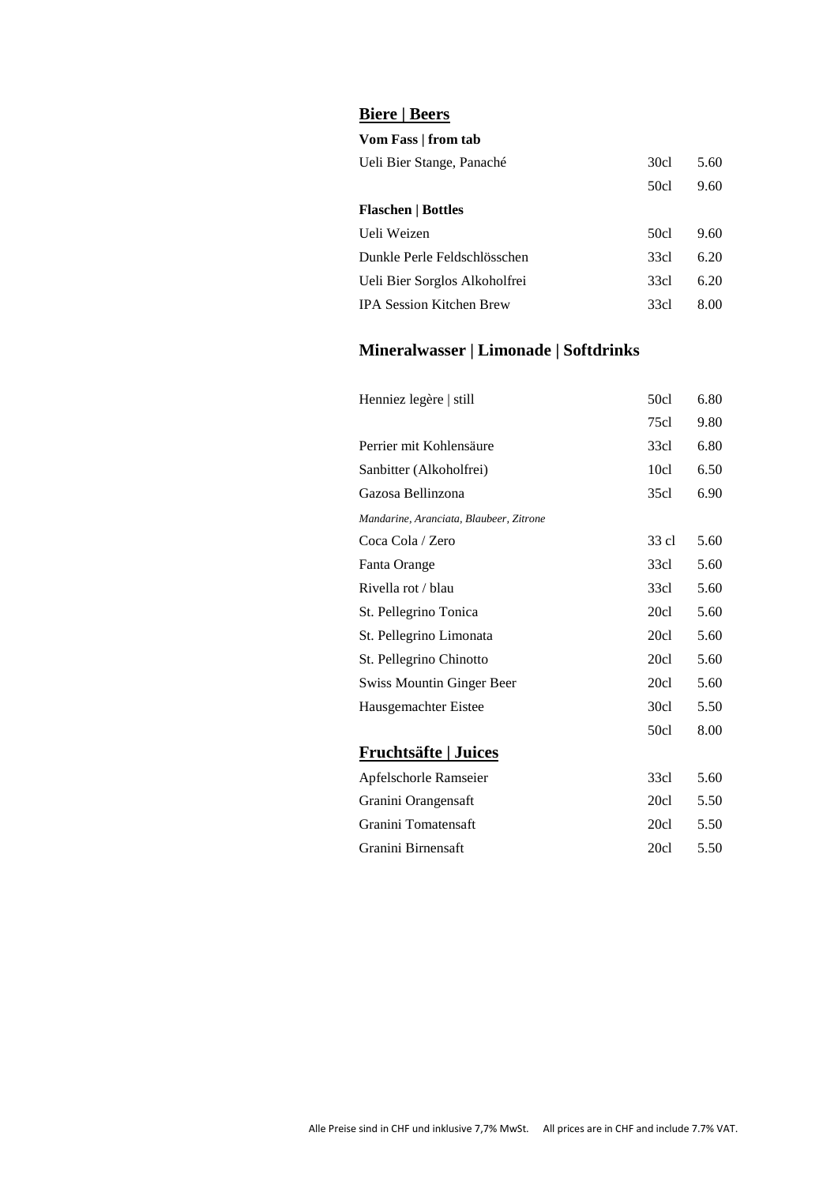## Biere | Beers

**Vom Fass | from tab**

| | | |
|---|---|---|
| Ueli Bier Stange, Panaché | 30cl | 5.60 |
| | 50cl | 9.60 |

**Flaschen | Bottles**

| | | |
|---|---|---|
| Ueli Weizen | 50cl | 9.60 |
| Dunkle Perle Feldschlösschen | 33cl | 6.20 |
| Ueli Bier Sorglos Alkoholfrei | 33cl | 6.20 |
| IPA Session Kitchen Brew | 33cl | 8.00 |

## Mineralwasser | Limonade | Softdrinks

| | | |
|---|---|---|
| Henniez legère \| still | 50cl | 6.80 |
| | 75cl | 9.80 |
| Perrier mit Kohlensäure | 33cl | 6.80 |
| Sanbitter (Alkoholfrei) | 10cl | 6.50 |
| Gazosa Bellinzona | 35cl | 6.90 |
| *Mandarine, Aranciata, Blaubeer, Zitrone* | | |
| Coca Cola / Zero | 33 cl | 5.60 |
| Fanta Orange | 33cl | 5.60 |
| Rivella rot / blau | 33cl | 5.60 |
| St. Pellegrino Tonica | 20cl | 5.60 |
| St. Pellegrino Limonata | 20cl | 5.60 |
| St. Pellegrino Chinotto | 20cl | 5.60 |
| Swiss Mountin Ginger Beer | 20cl | 5.60 |
| Hausgemachter Eistee | 30cl | 5.50 |
| | 50cl | 8.00 |

## Fruchtsäfte | Juices

| | | |
|---|---|---|
| Apfelschorle Ramseier | 33cl | 5.60 |
| Granini Orangensaft | 20cl | 5.50 |
| Granini Tomatensaft | 20cl | 5.50 |
| Granini Birnensaft | 20cl | 5.50 |

Alle Preise sind in CHF und inklusive 7,7% MwSt. All prices are in CHF and include 7.7% VAT.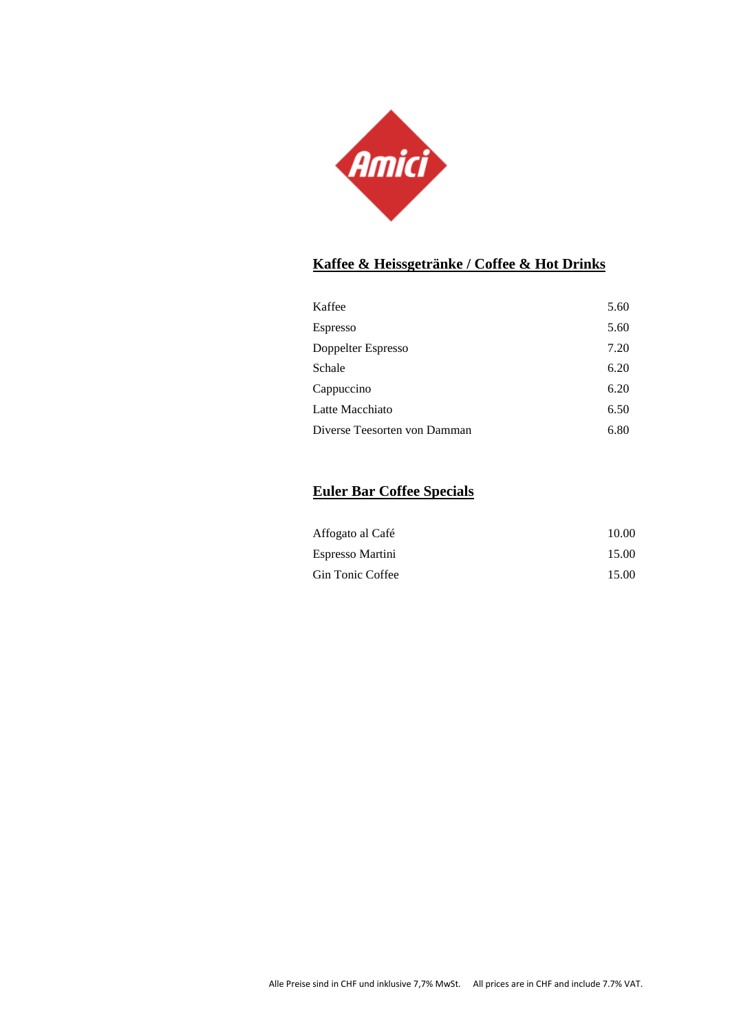Amici

## Kaffee & Heissgetränke / Coffee & Hot Drinks

| | |
|---|---|
| Kaffee | 5.60 |
| Espresso | 5.60 |
| Doppelter Espresso | 7.20 |
| Schale | 6.20 |
| Cappuccino | 6.20 |
| Latte Macchiato | 6.50 |
| Diverse Teesorten von Damman | 6.80 |

## Euler Bar Coffee Specials

| | |
|---|---|
| Affogato al Café | 10.00 |
| Espresso Martini | 15.00 |
| Gin Tonic Coffee | 15.00 |

Alle Preise sind in CHF und inklusive 7,7% MwSt. All prices are in CHF and include 7.7% VAT.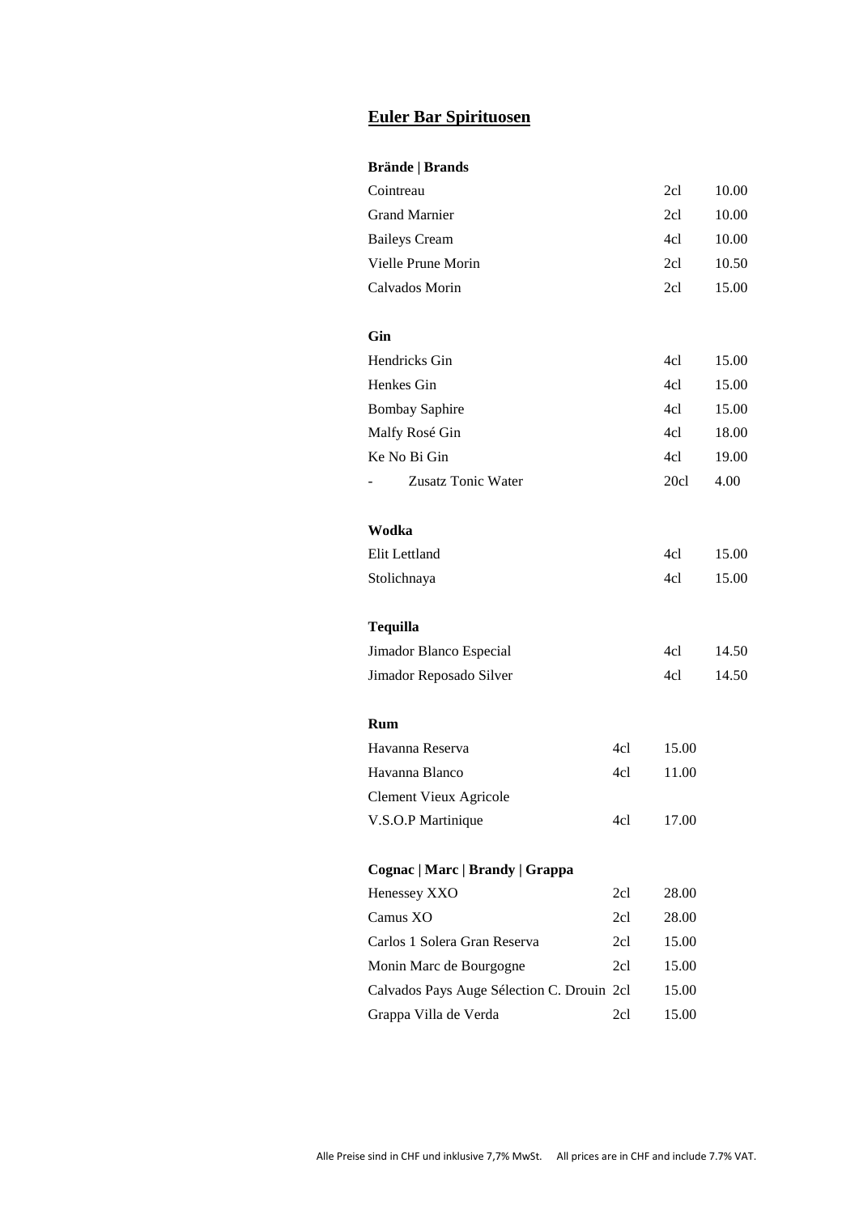## Euler Bar Spirituosen

### Brände | Brands

| | | |
|---|---|---|
| Cointreau | 2cl | 10.00 |
| Grand Marnier | 2cl | 10.00 |
| Baileys Cream | 4cl | 10.00 |
| Vielle Prune Morin | 2cl | 10.50 |
| Calvados Morin | 2cl | 15.00 |

### Gin

| | | |
|---|---|---|
| Hendricks Gin | 4cl | 15.00 |
| Henkes Gin | 4cl | 15.00 |
| Bombay Saphire | 4cl | 15.00 |
| Malfy Rosé Gin | 4cl | 18.00 |
| Ke No Bi Gin | 4cl | 19.00 |
| - Zusatz Tonic Water | 20cl | 4.00 |

### Wodka

| | | |
|---|---|---|
| Elit Lettland | 4cl | 15.00 |
| Stolichnaya | 4cl | 15.00 |

### Tequilla

| | | |
|---|---|---|
| Jimador Blanco Especial | 4cl | 14.50 |
| Jimador Reposado Silver | 4cl | 14.50 |

### Rum

| | | |
|---|---|---|
| Havanna Reserva | 4cl | 15.00 |
| Havanna Blanco | 4cl | 11.00 |
| Clement Vieux Agricole V.S.O.P Martinique | 4cl | 17.00 |

### Cognac | Marc | Brandy | Grappa

| | | |
|---|---|---|
| Henessey XXO | 2cl | 28.00 |
| Camus XO | 2cl | 28.00 |
| Carlos 1 Solera Gran Reserva | 2cl | 15.00 |
| Monin Marc de Bourgogne | 2cl | 15.00 |
| Calvados Pays Auge Sélection C. Drouin | 2cl | 15.00 |
| Grappa Villa de Verda | 2cl | 15.00 |

Alle Preise sind in CHF und inklusive 7,7% MwSt. All prices are in CHF and include 7.7% VAT.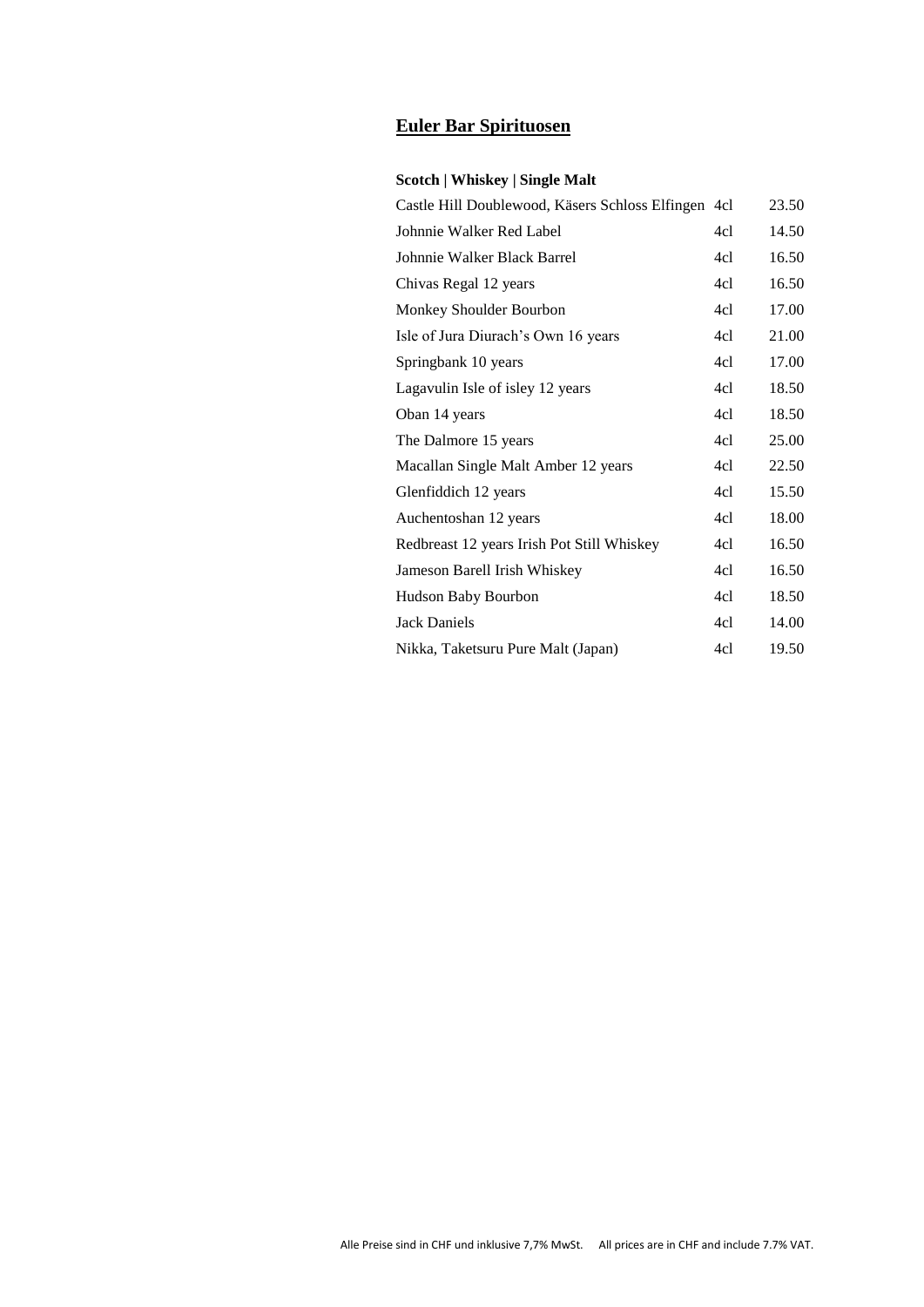## Euler Bar Spirituosen

### Scotch | Whiskey | Single Malt

| | | |
|---|---|---|
| Castle Hill Doublewood, Käsers Schloss Elfingen | 4cl | 23.50 |
| Johnnie Walker Red Label | 4cl | 14.50 |
| Johnnie Walker Black Barrel | 4cl | 16.50 |
| Chivas Regal 12 years | 4cl | 16.50 |
| Monkey Shoulder Bourbon | 4cl | 17.00 |
| Isle of Jura Diurach's Own 16 years | 4cl | 21.00 |
| Springbank 10 years | 4cl | 17.00 |
| Lagavulin Isle of isley 12 years | 4cl | 18.50 |
| Oban 14 years | 4cl | 18.50 |
| The Dalmore 15 years | 4cl | 25.00 |
| Macallan Single Malt Amber 12 years | 4cl | 22.50 |
| Glenfiddich 12 years | 4cl | 15.50 |
| Auchentoshan 12 years | 4cl | 18.00 |
| Redbreast 12 years Irish Pot Still Whiskey | 4cl | 16.50 |
| Jameson Barell Irish Whiskey | 4cl | 16.50 |
| Hudson Baby Bourbon | 4cl | 18.50 |
| Jack Daniels | 4cl | 14.00 |
| Nikka, Taketsuru Pure Malt (Japan) | 4cl | 19.50 |

Alle Preise sind in CHF und inklusive 7,7% MwSt. All prices are in CHF and include 7.7% VAT.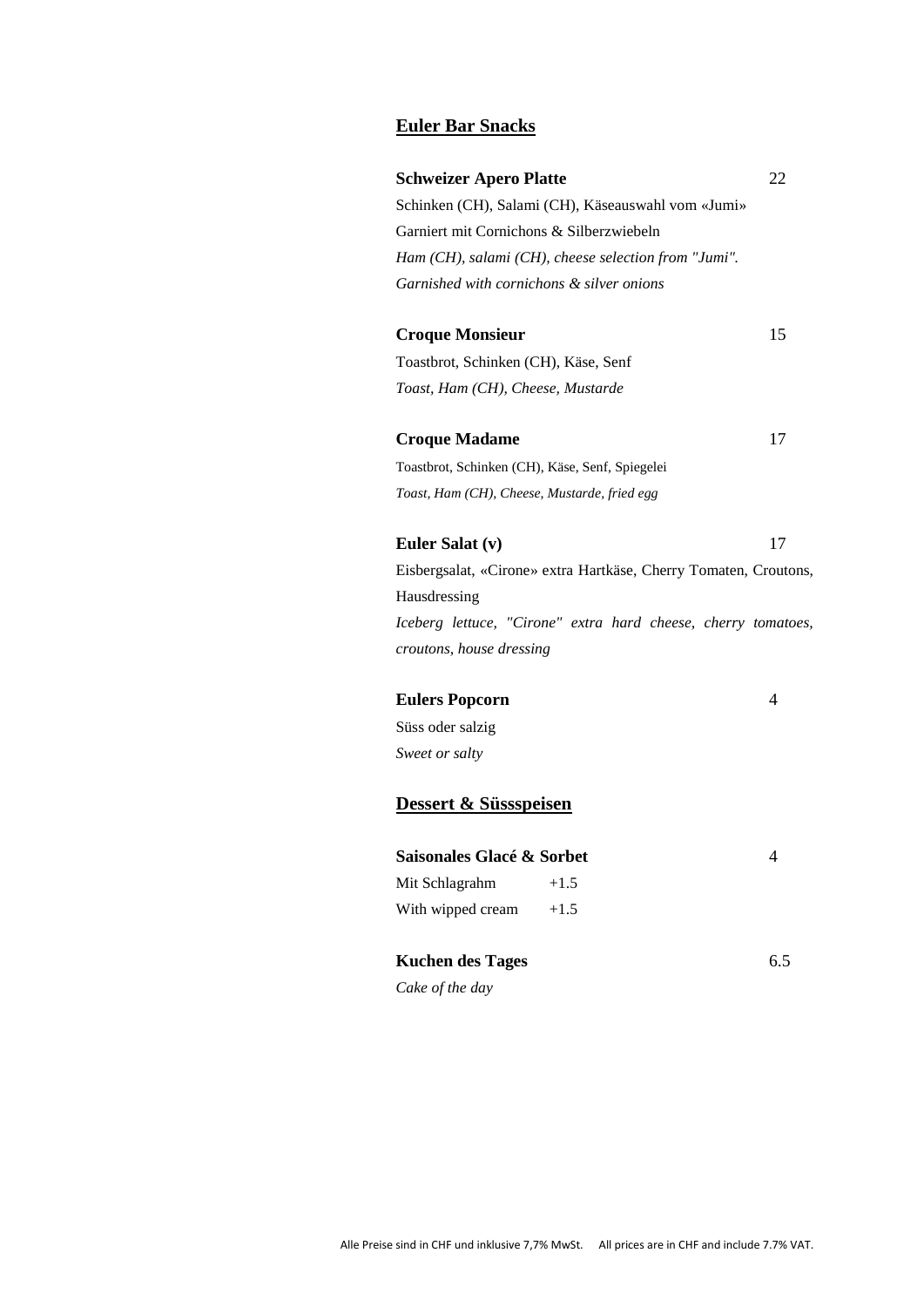## Euler Bar Snacks

**Schweizer Apero Platte** 22

Schinken (CH), Salami (CH), Käseauswahl vom «Jumi»
Garniert mit Cornichons & Silberzwiebeln
*Ham (CH), salami (CH), cheese selection from "Jumi".*
*Garnished with cornichons & silver onions*

**Croque Monsieur** 15

Toastbrot, Schinken (CH), Käse, Senf
*Toast, Ham (CH), Cheese, Mustarde*

**Croque Madame** 17

Toastbrot, Schinken (CH), Käse, Senf, Spiegelei
*Toast, Ham (CH), Cheese, Mustarde, fried egg*

**Euler Salat (v)** 17

Eisbergsalat, «Cirone» extra Hartkäse, Cherry Tomaten, Croutons, Hausdressing
*Iceberg lettuce, "Cirone" extra hard cheese, cherry tomatoes, croutons, house dressing*

**Eulers Popcorn** 4

Süss oder salzig
*Sweet or salty*

## Dessert & Süssspeisen

**Saisonales Glacé & Sorbet** 4

Mit Schlagrahm +1.5
With wipped cream +1.5

**Kuchen des Tages** 6.5

*Cake of the day*

Alle Preise sind in CHF und inklusive 7,7% MwSt. All prices are in CHF and include 7.7% VAT.